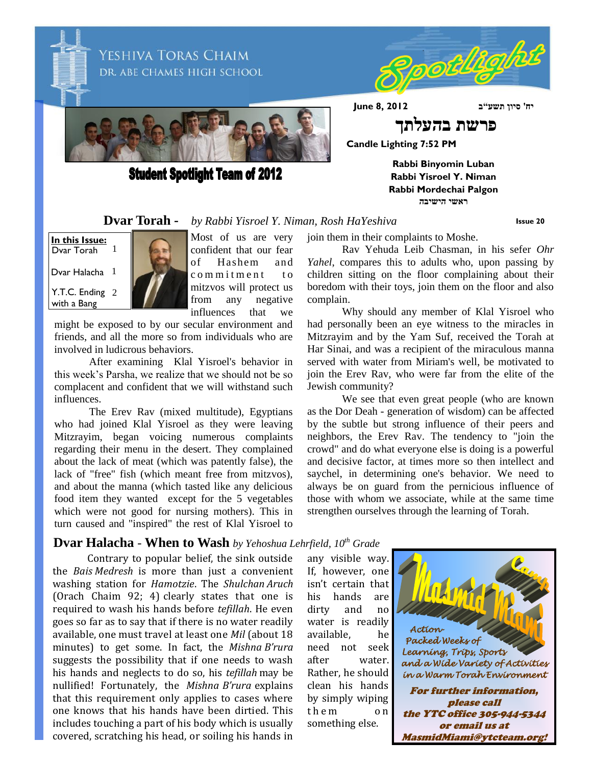YESHIVA TORAS CHAIM

DR. ABE CHAMES HIGH SCHOOL

# Spotlight

**June 8, 2012** **יח' סיון תשע"ב**

## פרשת בהעלתך

**Candle Lighting 7:52 PM**

**Student Spotlight Team of 2012**

**Rabbi Binyomin Luban**
**Rabbi Yisroel Y. Niman**
**Rabbi Mordechai Palgon**
**ראשי הישיבה**

**Issue 20**

**In this Issue:**

| | |
|---|---|
| Dvar Torah | 1 |
| Dvar Halacha | 1 |
| Y.T.C. Ending with a Bang | 2 |

## Dvar Torah - *by Rabbi Yisroel Y. Niman, Rosh HaYeshiva*

Most of us are very confident that our fear of Hashem and commitment to mitzvos will protect us from any negative influences that we might be exposed to by our secular environment and friends, and all the more so from individuals who are involved in ludicrous behaviors.

After examining Klal Yisroel's behavior in this week's Parsha, we realize that we should not be so complacent and confident that we will withstand such influences.

The Erev Rav (mixed multitude), Egyptians who had joined Klal Yisroel as they were leaving Mitzrayim, began voicing numerous complaints regarding their menu in the desert. They complained about the lack of meat (which was patently false), the lack of "free" fish (which meant free from mitzvos), and about the manna (which tasted like any delicious food item they wanted except for the 5 vegetables which were not good for nursing mothers). This in turn caused and "inspired" the rest of Klal Yisroel to join them in their complaints to Moshe.

Rav Yehuda Leib Chasman, in his sefer *Ohr Yahel*, compares this to adults who, upon passing by children sitting on the floor complaining about their boredom with their toys, join them on the floor and also complain.

Why should any member of Klal Yisroel who had personally been an eye witness to the miracles in Mitzrayim and by the Yam Suf, received the Torah at Har Sinai, and was a recipient of the miraculous manna served with water from Miriam's well, be motivated to join the Erev Rav, who were far from the elite of the Jewish community?

We see that even great people (who are known as the Dor Deah - generation of wisdom) can be affected by the subtle but strong influence of their peers and neighbors, the Erev Rav. The tendency to "join the crowd" and do what everyone else is doing is a powerful and decisive factor, at times more so then intellect and saychel, in determining one's behavior. We need to always be on guard from the pernicious influence of those with whom we associate, while at the same time strengthen ourselves through the learning of Torah.

## Dvar Halacha - When to Wash *by Yehoshua Lehrfield, 10th Grade*

Contrary to popular belief, the sink outside the *Bais Medresh* is more than just a convenient washing station for *Hamotzie*. The *Shulchan Aruch* (Orach Chaim 92; 4) clearly states that one is required to wash his hands before *tefillah*. He even goes so far as to say that if there is no water readily available, one must travel at least one *Mil* (about 18 minutes) to get some. In fact, the *Mishna B'rura* suggests the possibility that if one needs to wash his hands and neglects to do so, his *tefillah* may be nullified! Fortunately, the *Mishna B'rura* explains that this requirement only applies to cases where one knows that his hands have been dirtied. This includes touching a part of his body which is usually covered, scratching his head, or soiling his hands in any visible way. If, however, one isn't certain that his hands are dirty and no water is readily available, he need not seek after water. Rather, he should clean his hands by simply wiping them on something else.

**Camp Masmid Miami**

*Action-Packed Weeks of Learning, Trips, Sports and a Wide Variety of Activities in a Warm Torah Environment*

***For further information, please call the YTC office 305-944-5344 or email us at MasmidMiami@ytcteam.org!***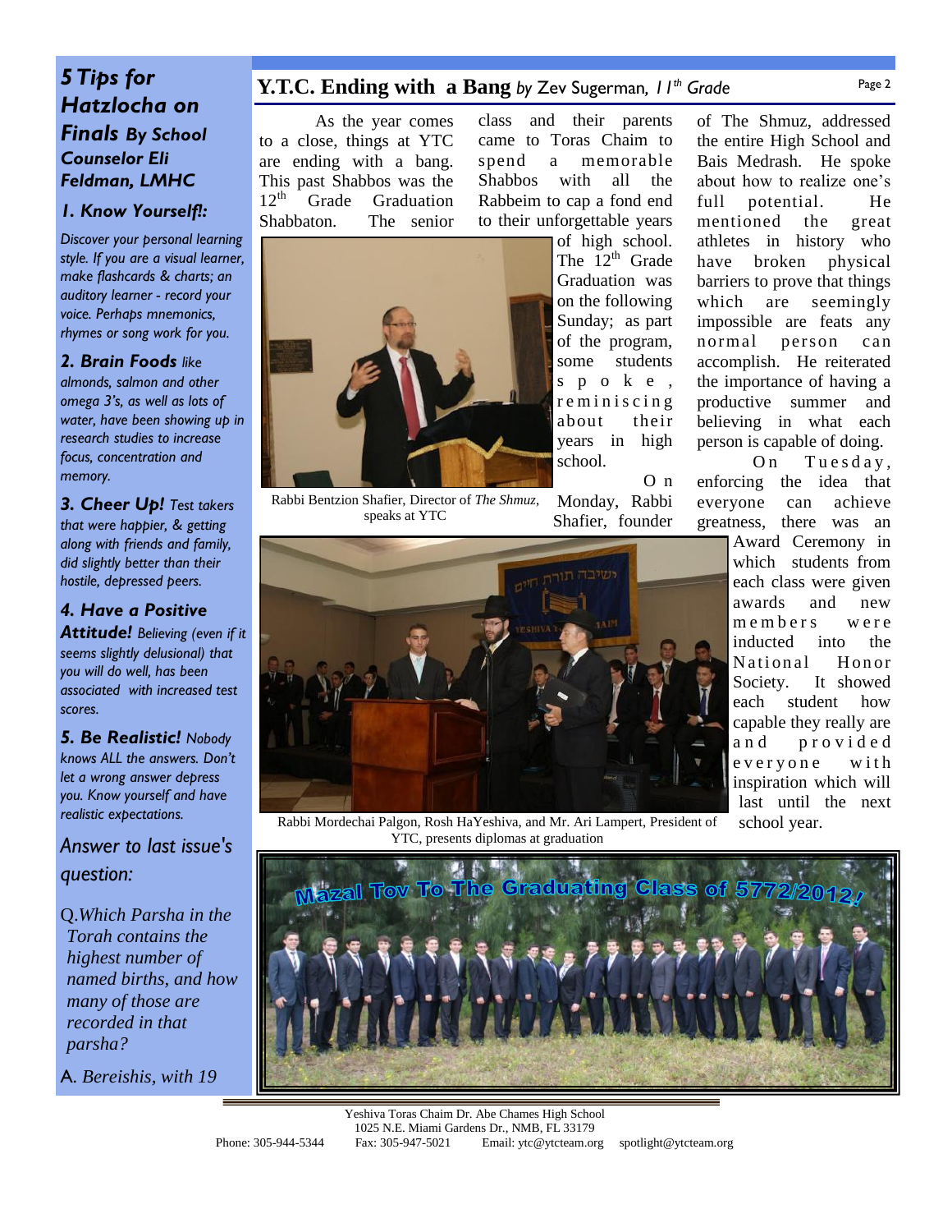## 5 Tips for Hatzlocha on Finals By School Counselor Eli Feldman, LMHC

### 1. Know Yourself!:

*Discover your personal learning style. If you are a visual learner, make flashcards & charts; an auditory learner - record your voice. Perhaps mnemonics, rhymes or song work for you.*

**2. Brain Foods** *like almonds, salmon and other omega 3's, as well as lots of water, have been showing up in research studies to increase focus, concentration and memory.*

**3. Cheer Up!** *Test takers that were happier, & getting along with friends and family, did slightly better than their hostile, depressed peers.*

**4. Have a Positive Attitude!** *Believing (even if it seems slightly delusional) that you will do well, has been associated with increased test scores.*

**5. Be Realistic!** *Nobody knows ALL the answers. Don't let a wrong answer depress you. Know yourself and have realistic expectations.*

### Answer to last issue's question:

Q. *Which Parsha in the Torah contains the highest number of named births, and how many of those are recorded in that parsha?*

A. *Bereishis, with 19*

## Y.T.C. Ending with a Bang *by Zev Sugerman, 11th Grade*

As the year comes to a close, things at YTC are ending with a bang. This past Shabbos was the 12th Grade Graduation Shabbaton. The senior class and their parents came to Toras Chaim to spend a memorable Shabbos with all the Rabbeim to cap a fond end to their unforgettable years of high school. The 12th Grade Graduation was on the following Sunday; as part of the program, some students spoke, reminiscing about their years in high school.

Rabbi Bentzion Shafier, Director of *The Shmuz*, speaks at YTC

On Monday, Rabbi Shafier, founder of The Shmuz, addressed the entire High School and Bais Medrash. He spoke about how to realize one's full potential. He mentioned the great athletes in history who have broken physical barriers to prove that things which are seemingly impossible are feats any normal person can accomplish. He reiterated the importance of having a productive summer and believing in what each person is capable of doing.

On Tuesday, enforcing the idea that everyone can achieve greatness, there was an Award Ceremony in which students from each class were given awards and new members were inducted into the National Honor Society. It showed each student how capable they really are and provided everyone with inspiration which will last until the next school year.

Rabbi Mordechai Palgon, Rosh HaYeshiva, and Mr. Ari Lampert, President of YTC, presents diplomas at graduation

Mazal Tov To The Graduating Class of 5772/2012!

Yeshiva Toras Chaim Dr. Abe Chames High School
1025 N.E. Miami Gardens Dr., NMB, FL 33179
Phone: 305-944-5344 Fax: 305-947-5021 Email: ytc@ytcteam.org spotlight@ytcteam.org